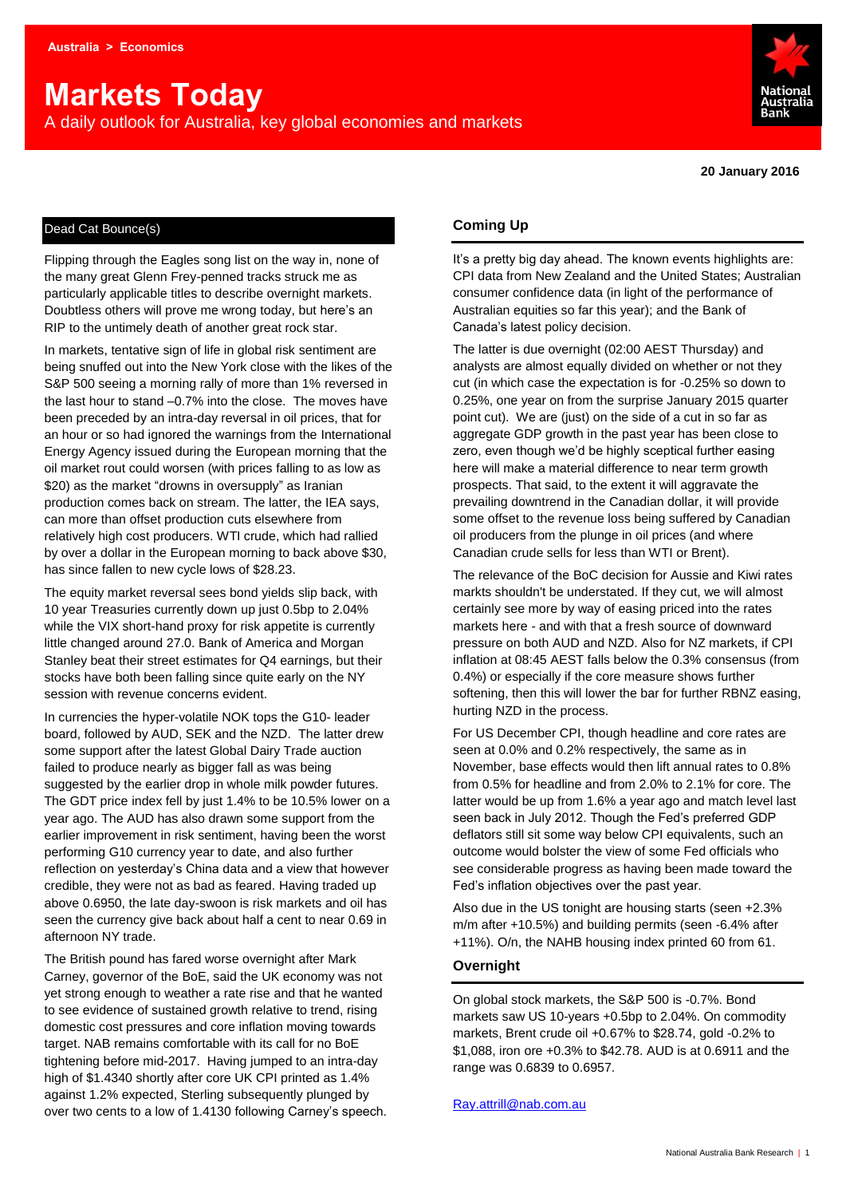Australia > Economics

# Markets Today

A daily outlook for Australia, key global economies and markets

20 January 2016

## Dead Cat Bounce(s)

Flipping through the Eagles song list on the way in, none of the many great Glenn Frey-penned tracks struck me as particularly applicable titles to describe overnight markets. Doubtless others will prove me wrong today, but here's an RIP to the untimely death of another great rock star.

In markets, tentative sign of life in global risk sentiment are being snuffed out into the New York close with the likes of the S&P 500 seeing a morning rally of more than 1% reversed in the last hour to stand –0.7% into the close. The moves have been preceded by an intra-day reversal in oil prices, that for an hour or so had ignored the warnings from the International Energy Agency issued during the European morning that the oil market rout could worsen (with prices falling to as low as $20) as the market "drowns in oversupply" as Iranian production comes back on stream. The latter, the IEA says, can more than offset production cuts elsewhere from relatively high cost producers. WTI crude, which had rallied by over a dollar in the European morning to back above $30, has since fallen to new cycle lows of $28.23.

The equity market reversal sees bond yields slip back, with 10 year Treasuries currently down up just 0.5bp to 2.04% while the VIX short-hand proxy for risk appetite is currently little changed around 27.0. Bank of America and Morgan Stanley beat their street estimates for Q4 earnings, but their stocks have both been falling since quite early on the NY session with revenue concerns evident.

In currencies the hyper-volatile NOK tops the G10- leader board, followed by AUD, SEK and the NZD. The latter drew some support after the latest Global Dairy Trade auction failed to produce nearly as bigger fall as was being suggested by the earlier drop in whole milk powder futures. The GDT price index fell by just 1.4% to be 10.5% lower on a year ago. The AUD has also drawn some support from the earlier improvement in risk sentiment, having been the worst performing G10 currency year to date, and also further reflection on yesterday's China data and a view that however credible, they were not as bad as feared. Having traded up above 0.6950, the late day-swoon is risk markets and oil has seen the currency give back about half a cent to near 0.69 in afternoon NY trade.

The British pound has fared worse overnight after Mark Carney, governor of the BoE, said the UK economy was not yet strong enough to weather a rate rise and that he wanted to see evidence of sustained growth relative to trend, rising domestic cost pressures and core inflation moving towards target. NAB remains comfortable with its call for no BoE tightening before mid-2017. Having jumped to an intra-day high of $1.4340 shortly after core UK CPI printed as 1.4% against 1.2% expected, Sterling subsequently plunged by over two cents to a low of 1.4130 following Carney's speech.

## Coming Up

It's a pretty big day ahead. The known events highlights are: CPI data from New Zealand and the United States; Australian consumer confidence data (in light of the performance of Australian equities so far this year); and the Bank of Canada's latest policy decision.

The latter is due overnight (02:00 AEST Thursday) and analysts are almost equally divided on whether or not they cut (in which case the expectation is for -0.25% so down to 0.25%, one year on from the surprise January 2015 quarter point cut). We are (just) on the side of a cut in so far as aggregate GDP growth in the past year has been close to zero, even though we'd be highly sceptical further easing here will make a material difference to near term growth prospects. That said, to the extent it will aggravate the prevailing downtrend in the Canadian dollar, it will provide some offset to the revenue loss being suffered by Canadian oil producers from the plunge in oil prices (and where Canadian crude sells for less than WTI or Brent).

The relevance of the BoC decision for Aussie and Kiwi rates markts shouldn't be understated. If they cut, we will almost certainly see more by way of easing priced into the rates markets here - and with that a fresh source of downward pressure on both AUD and NZD. Also for NZ markets, if CPI inflation at 08:45 AEST falls below the 0.3% consensus (from 0.4%) or especially if the core measure shows further softening, then this will lower the bar for further RBNZ easing, hurting NZD in the process.

For US December CPI, though headline and core rates are seen at 0.0% and 0.2% respectively, the same as in November, base effects would then lift annual rates to 0.8% from 0.5% for headline and from 2.0% to 2.1% for core. The latter would be up from 1.6% a year ago and match level last seen back in July 2012. Though the Fed's preferred GDP deflators still sit some way below CPI equivalents, such an outcome would bolster the view of some Fed officials who see considerable progress as having been made toward the Fed's inflation objectives over the past year.

Also due in the US tonight are housing starts (seen +2.3% m/m after +10.5%) and building permits (seen -6.4% after +11%). O/n, the NAHB housing index printed 60 from 61.

## Overnight

On global stock markets, the S&P 500 is -0.7%. Bond markets saw US 10-years +0.5bp to 2.04%. On commodity markets, Brent crude oil +0.67% to $28.74, gold -0.2% to $1,088, iron ore +0.3% to $42.78. AUD is at 0.6911 and the range was 0.6839 to 0.6957.

Ray.attrill@nab.com.au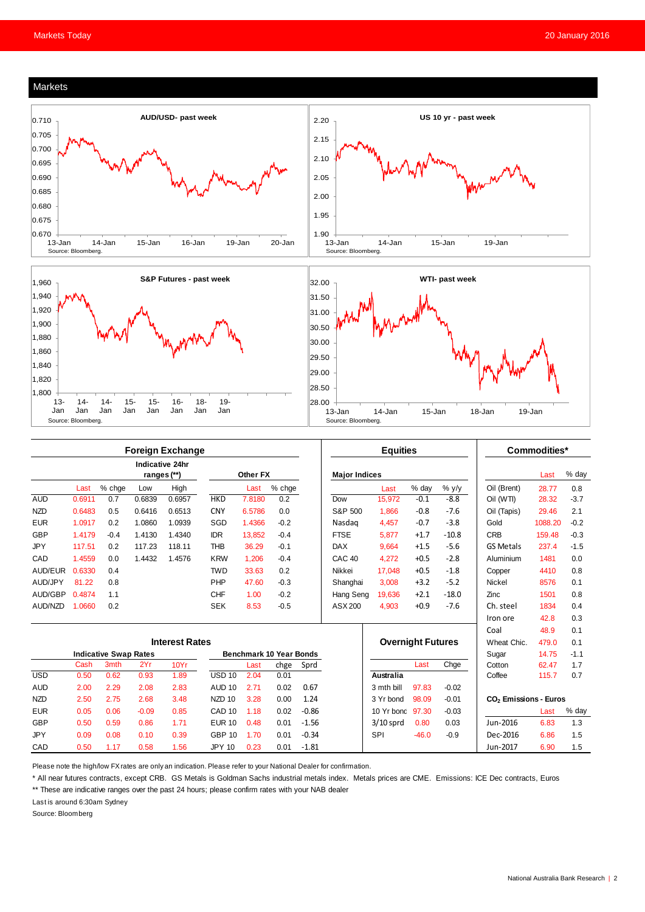## Markets

**AUD/USD- past week**

Source: Bloomberg.

**US 10 yr - past week**

Source: Bloomberg.

**S&P Futures - past week**

Source: Bloomberg.

**WTI- past week**

Source: Bloomberg.

### Foreign Exchange

| | Last | % chge | Indicative 24hr ranges (**) Low | High | Other FX | Last | % chge |
|---|---|---|---|---|---|---|---|
| AUD | 0.6911 | 0.7 | 0.6839 | 0.6957 | HKD | 7.8180 | 0.2 |
| NZD | 0.6483 | 0.5 | 0.6416 | 0.6513 | CNY | 6.5786 | 0.0 |
| EUR | 1.0917 | 0.2 | 1.0860 | 1.0939 | SGD | 1.4366 | -0.2 |
| GBP | 1.4179 | -0.4 | 1.4130 | 1.4340 | IDR | 13,852 | -0.4 |
| JPY | 117.51 | 0.2 | 117.23 | 118.11 | THB | 36.29 | -0.1 |
| CAD | 1.4559 | 0.0 | 1.4432 | 1.4576 | KRW | 1,206 | -0.4 |
| AUD/EUR | 0.6330 | 0.4 | | | TWD | 33.63 | 0.2 |
| AUD/JPY | 81.22 | 0.8 | | | PHP | 47.60 | -0.3 |
| AUD/GBP | 0.4874 | 1.1 | | | CHF | 1.00 | -0.2 |
| AUD/NZD | 1.0660 | 0.2 | | | SEK | 8.53 | -0.5 |

### Equities

| Major Indices | Last | % day | % y/y |
|---|---|---|---|
| Dow | 15,972 | -0.1 | -8.8 |
| S&P 500 | 1,866 | -0.8 | -7.6 |
| Nasdaq | 4,457 | -0.7 | -3.8 |
| FTSE | 5,877 | +1.7 | -10.8 |
| DAX | 9,664 | +1.5 | -5.6 |
| CAC 40 | 4,272 | +0.5 | -2.8 |
| Nikkei | 17,048 | +0.5 | -1.8 |
| Shanghai | 3,008 | +3.2 | -5.2 |
| Hang Seng | 19,636 | +2.1 | -18.0 |
| ASX 200 | 4,903 | +0.9 | -7.6 |

### Commodities*

| | Last | % day |
|---|---|---|
| Oil (Brent) | 28.77 | 0.8 |
| Oil (WTI) | 28.32 | -3.7 |
| Oil (Tapis) | 29.46 | 2.1 |
| Gold | 1088.20 | -0.2 |
| CRB | 159.48 | -0.3 |
| GS Metals | 237.4 | -1.5 |
| Aluminium | 1481 | 0.0 |
| Copper | 4410 | 0.8 |
| Nickel | 8576 | 0.1 |
| Zinc | 1501 | 0.8 |
| Ch. steel | 1834 | 0.4 |
| Iron ore | 42.8 | 0.3 |
| Coal | 48.9 | 0.1 |
| Wheat Chic. | 479.0 | 0.1 |
| Sugar | 14.75 | -1.1 |
| Cotton | 62.47 | 1.7 |
| Coffee | 115.7 | 0.7 |

### Interest Rates

| Indicative Swap Rates | Cash | 3mth | 2Yr | 10Yr | Benchmark 10 Year Bonds | Last | chge | Sprd |
|---|---|---|---|---|---|---|---|---|
| USD | 0.50 | 0.62 | 0.93 | 1.89 | USD 10 | 2.04 | 0.01 | |
| AUD | 2.00 | 2.29 | 2.08 | 2.83 | AUD 10 | 2.71 | 0.02 | 0.67 |
| NZD | 2.50 | 2.75 | 2.68 | 3.48 | NZD 10 | 3.28 | 0.00 | 1.24 |
| EUR | 0.05 | 0.06 | -0.09 | 0.85 | CAD 10 | 1.18 | 0.02 | -0.86 |
| GBP | 0.50 | 0.59 | 0.86 | 1.71 | EUR 10 | 0.48 | 0.01 | -1.56 |
| JPY | 0.09 | 0.08 | 0.10 | 0.39 | GBP 10 | 1.70 | 0.01 | -0.34 |
| CAD | 0.50 | 1.17 | 0.58 | 1.56 | JPY 10 | 0.23 | 0.01 | -1.81 |

### Overnight Futures

| | Last | Chge |
|---|---|---|
| **Australia** | | |
| 3 mth bill | 97.83 | -0.02 |
| 3 Yr bond | 98.09 | -0.01 |
| 10 Yr bond | 97.30 | -0.03 |
| 3/10 sprd | 0.80 | 0.03 |
| SPI | -46.0 | -0.9 |

### $CO_2$ Emissions - Euros

| | Last | % day |
|---|---|---|
| Jun-2016 | 6.83 | 1.3 |
| Dec-2016 | 6.86 | 1.5 |
| Jun-2017 | 6.90 | 1.5 |

Please note the high/low FX rates are only an indication. Please refer to your National Dealer for confirmation.

* All near futures contracts, except CRB. GS Metals is Goldman Sachs industrial metals index. Metals prices are CME. Emissions: ICE Dec contracts, Euros

** These are indicative ranges over the past 24 hours; please confirm rates with your NAB dealer

Last is around 6:30am Sydney

Source: Bloomberg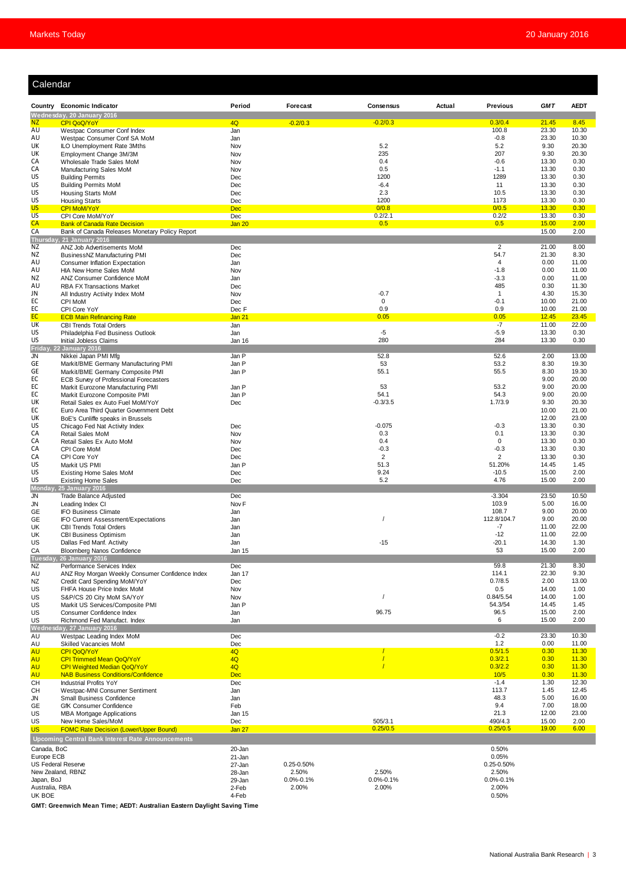## Calendar

| Country | Economic Indicator | Period | Forecast | Consensus | Actual | Previous | GMT | AEDT |
|---|---|---|---|---|---|---|---|---|
| **Wednesday, 20 January 2016** | | | | | | | | |
| NZ | CPI QoQ/YoY | 4Q | -0.2/0.3 | -0.2/0.3 | | 0.3/0.4 | 21.45 | 8.45 |
| AU | Westpac Consumer Conf Index | Jan | | | | 100.8 | 23.30 | 10.30 |
| AU | Westpac Consumer Conf SA MoM | Jan | | | | -0.8 | 23.30 | 10.30 |
| UK | ILO Unemployment Rate 3Mths | Nov | | 5.2 | | 5.2 | 9.30 | 20.30 |
| UK | Employment Change 3M/3M | Nov | | 235 | | 207 | 9.30 | 20.30 |
| CA | Wholesale Trade Sales MoM | Nov | | 0.4 | | -0.6 | 13.30 | 0.30 |
| CA | Manufacturing Sales MoM | Nov | | 0.5 | | -1.1 | 13.30 | 0.30 |
| US | Building Permits | Dec | | 1200 | | 1289 | 13.30 | 0.30 |
| US | Building Permits MoM | Dec | | -6.4 | | 11 | 13.30 | 0.30 |
| US | Housing Starts MoM | Dec | | 2.3 | | 10.5 | 13.30 | 0.30 |
| US | Housing Starts | Dec | | 1200 | | 1173 | 13.30 | 0.30 |
| US | CPI MoM/YoY | Dec | | 0/0.8 | | 0/0.5 | 13.30 | 0.30 |
| US | CPI Core MoM/YoY | Dec | | 0.2/2.1 | | 0.2/2 | 13.30 | 0.30 |
| CA | Bank of Canada Rate Decision | Jan 20 | | 0.5 | | 0.5 | 15.00 | 2.00 |
| CA | Bank of Canada Releases Monetary Policy Report | | | | | | 15.00 | 2.00 |
| **Thursday, 21 January 2016** | | | | | | | | |
| NZ | ANZ Job Advertisements MoM | Dec | | | | 2 | 21.00 | 8.00 |
| NZ | BusinessNZ Manufacturing PMI | Dec | | | | 54.7 | 21.30 | 8.30 |
| AU | Consumer Inflation Expectation | Jan | | | | 4 | 0.00 | 11.00 |
| AU | HIA New Home Sales MoM | Nov | | | | -1.8 | 0.00 | 11.00 |
| NZ | ANZ Consumer Confidence MoM | Jan | | | | -3.3 | 0.00 | 11.00 |
| AU | RBA FX Transactions Market | Dec | | | | 485 | 0.30 | 11.30 |
| JN | All Industry Activity Index MoM | Nov | | -0.7 | | 1 | 4.30 | 15.30 |
| EC | CPI MoM | Dec | | 0 | | -0.1 | 10.00 | 21.00 |
| EC | CPI Core YoY | Dec F | | 0.9 | | 0.9 | 10.00 | 21.00 |
| EC | ECB Main Refinancing Rate | Jan 21 | | 0.05 | | 0.05 | 12.45 | 23.45 |
| UK | CBI Trends Total Orders | Jan | | | | -7 | 11.00 | 22.00 |
| US | Philadelphia Fed Business Outlook | Jan | | -5 | | -5.9 | 13.30 | 0.30 |
| US | Initial Jobless Claims | Jan 16 | | 280 | | 284 | 13.30 | 0.30 |
| **Friday, 22 January 2016** | | | | | | | | |
| JN | Nikkei Japan PMI Mfg | Jan P | | 52.8 | | 52.6 | 2.00 | 13.00 |
| GE | Markit/BME Germany Manufacturing PMI | Jan P | | 53 | | 53.2 | 8.30 | 19.30 |
| GE | Markit/BME Germany Composite PMI | Jan P | | 55.1 | | 55.5 | 8.30 | 19.30 |
| EC | ECB Survey of Professional Forecasters | | | | | | 9.00 | 20.00 |
| EC | Markit Eurozone Manufacturing PMI | Jan P | | 53 | | 53.2 | 9.00 | 20.00 |
| EC | Markit Eurozone Composite PMI | Jan P | | 54.1 | | 54.3 | 9.00 | 20.00 |
| UK | Retail Sales ex Auto Fuel MoM/YoY | Dec | | -0.3/3.5 | | 1.7/3.9 | 9.30 | 20.30 |
| EC | Euro Area Third Quarter Government Debt | | | | | | 10.00 | 21.00 |
| UK | BoE's Cunliffe speaks in Brussels | | | | | | 12.00 | 23.00 |
| US | Chicago Fed Nat Activity Index | Dec | | -0.075 | | -0.3 | 13.30 | 0.30 |
| CA | Retail Sales MoM | Nov | | 0.3 | | 0.1 | 13.30 | 0.30 |
| CA | Retail Sales Ex Auto MoM | Nov | | 0.4 | | 0 | 13.30 | 0.30 |
| CA | CPI Core MoM | Dec | | -0.3 | | -0.3 | 13.30 | 0.30 |
| CA | CPI Core YoY | Dec | | 2 | | 2 | 13.30 | 0.30 |
| US | Markit US PMI | Jan P | | 51.3 | | 51.20% | 14.45 | 1.45 |
| US | Existing Home Sales MoM | Dec | | 9.24 | | -10.5 | 15.00 | 2.00 |
| US | Existing Home Sales | Dec | | 5.2 | | 4.76 | 15.00 | 2.00 |
| **Monday, 25 January 2016** | | | | | | | | |
| JN | Trade Balance Adjusted | Dec | | | | -3.304 | 23.50 | 10.50 |
| JN | Leading Index CI | Nov F | | | | 103.9 | 5.00 | 16.00 |
| GE | IFO Business Climate | Jan | | | | 108.7 | 9.00 | 20.00 |
| GE | IFO Current Assessment/Expectations | Jan | | / | | 112.8/104.7 | 9.00 | 20.00 |
| UK | CBI Trends Total Orders | Jan | | | | -7 | 11.00 | 22.00 |
| UK | CBI Business Optimism | Jan | | | | -12 | 11.00 | 22.00 |
| US | Dallas Fed Manf. Activity | Jan | | -15 | | -20.1 | 14.30 | 1.30 |
| CA | Bloomberg Nanos Confidence | Jan 15 | | | | 53 | 15.00 | 2.00 |
| **Tuesday, 26 January 2016** | | | | | | | | |
| NZ | Performance Services Index | Dec | | | | 59.8 | 21.30 | 8.30 |
| AU | ANZ Roy Morgan Weekly Consumer Confidence Index | Jan 17 | | | | 114.1 | 22.30 | 9.30 |
| NZ | Credit Card Spending MoM/YoY | Dec | | | | 0.7/8.5 | 2.00 | 13.00 |
| US | FHFA House Price Index MoM | Nov | | | | 0.5 | 14.00 | 1.00 |
| US | S&P/CS 20 City MoM SA/YoY | Nov | | / | | 0.84/5.54 | 14.00 | 1.00 |
| US | Markit US Services/Composite PMI | Jan P | | | | 54.3/54 | 14.45 | 1.45 |
| US | Consumer Confidence Index | Jan | | 96.75 | | 96.5 | 15.00 | 2.00 |
| US | Richmond Fed Manufact. Index | Jan | | | | 6 | 15.00 | 2.00 |
| **Wednesday, 27 January 2016** | | | | | | | | |
| AU | Westpac Leading Index MoM | Dec | | | | -0.2 | 23.30 | 10.30 |
| AU | Skilled Vacancies MoM | Dec | | | | 1.2 | 0.00 | 11.00 |
| AU | CPI QoQ/YoY | 4Q | | / | | 0.5/1.5 | 0.30 | 11.30 |
| AU | CPI Trimmed Mean QoQ/YoY | 4Q | | / | | 0.3/2.1 | 0.30 | 11.30 |
| AU | CPI Weighted Median QoQ/YoY | 4Q | | / | | 0.3/2.2 | 0.30 | 11.30 |
| AU | NAB Business Conditions/Confidence | Dec | | | | 10/5 | 0.30 | 11.30 |
| CH | Industrial Profits YoY | Dec | | | | -1.4 | 1.30 | 12.30 |
| CH | Westpac-MNI Consumer Sentiment | Jan | | | | 113.7 | 1.45 | 12.45 |
| JN | Small Business Confidence | Jan | | | | 48.3 | 5.00 | 16.00 |
| GE | GfK Consumer Confidence | Feb | | | | 9.4 | 7.00 | 18.00 |
| US | MBA Mortgage Applications | Jan 15 | | | | 21.3 | 12.00 | 23.00 |
| US | New Home Sales/MoM | Dec | | 505/3.1 | | 490/4.3 | 15.00 | 2.00 |
| US | FOMC Rate Decision (Lower/Upper Bound) | Jan 27 | | 0.25/0.5 | | 0.25/0.5 | 19.00 | 6.00 |

### Upcoming Central Bank Interest Rate Announcements

| Central Bank | Date | Forecast | Consensus | Previous |
|---|---|---|---|---|
| Canada, BoC | 20-Jan | | | 0.50% |
| Europe ECB | 21-Jan | | | 0.05% |
| US Federal Reserve | 27-Jan | 0.25-0.50% | | 0.25-0.50% |
| New Zealand, RBNZ | 28-Jan | 2.50% | 2.50% | 2.50% |
| Japan, BoJ | 29-Jan | 0.0%-0.1% | 0.0%-0.1% | 0.0%-0.1% |
| Australia, RBA | 2-Feb | 2.00% | 2.00% | 2.00% |
| UK BOE | 4-Feb | | | 0.50% |

**GMT: Greenwich Mean Time; AEDT: Australian Eastern Daylight Saving Time**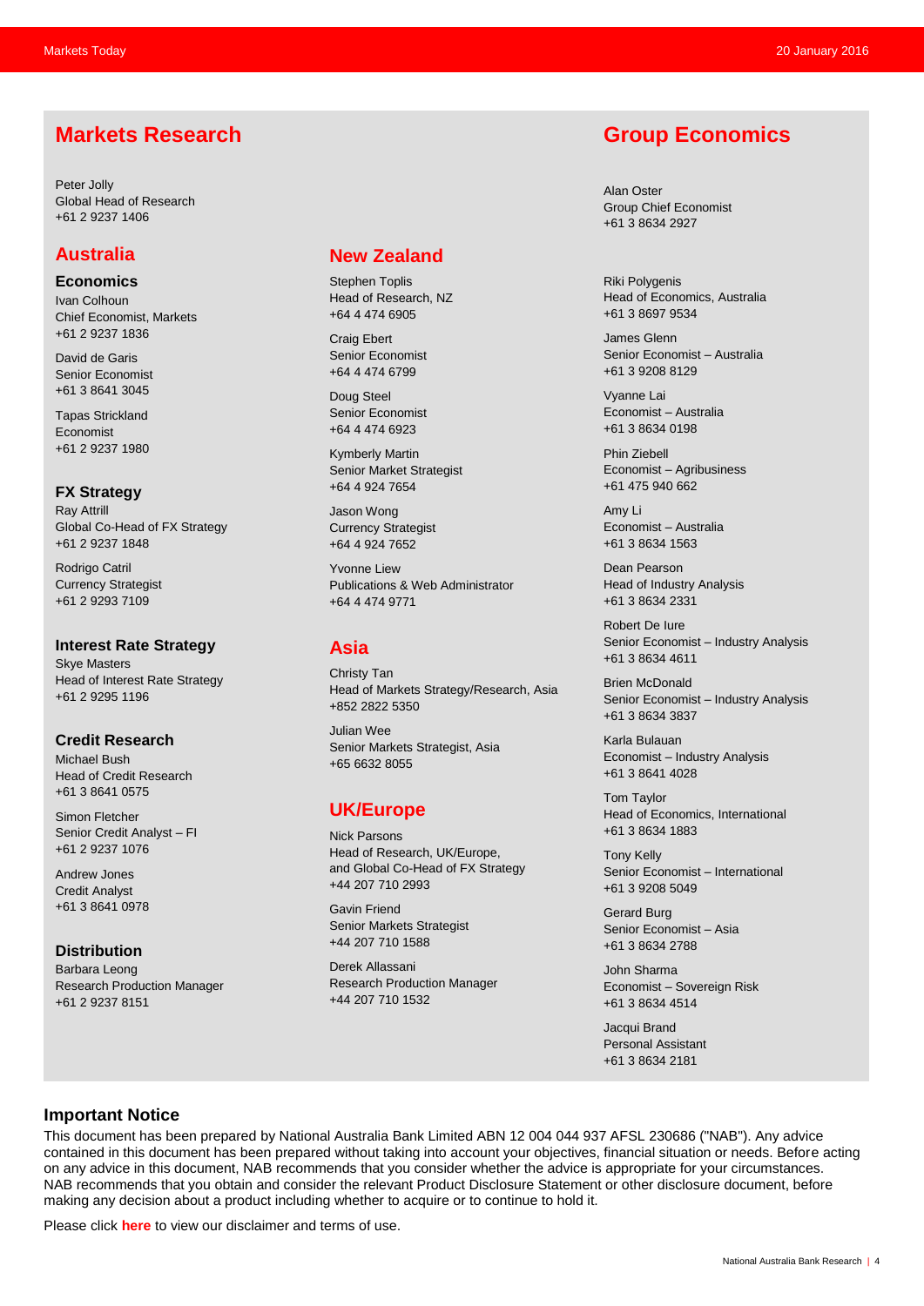## Markets Research

Peter Jolly
Global Head of Research
+61 2 9237 1406

### Australia

#### Economics

Ivan Colhoun
Chief Economist, Markets
+61 2 9237 1836

David de Garis
Senior Economist
+61 3 8641 3045

Tapas Strickland
Economist
+61 2 9237 1980

#### FX Strategy

Ray Attrill
Global Co-Head of FX Strategy
+61 2 9237 1848

Rodrigo Catril
Currency Strategist
+61 2 9293 7109

#### Interest Rate Strategy

Skye Masters
Head of Interest Rate Strategy
+61 2 9295 1196

#### Credit Research

Michael Bush
Head of Credit Research
+61 3 8641 0575

Simon Fletcher
Senior Credit Analyst – FI
+61 2 9237 1076

Andrew Jones
Credit Analyst
+61 3 8641 0978

#### Distribution

Barbara Leong
Research Production Manager
+61 2 9237 8151

### New Zealand

Stephen Toplis
Head of Research, NZ
+64 4 474 6905

Craig Ebert
Senior Economist
+64 4 474 6799

Doug Steel
Senior Economist
+64 4 474 6923

Kymberly Martin
Senior Market Strategist
+64 4 924 7654

Jason Wong
Currency Strategist
+64 4 924 7652

Yvonne Liew
Publications & Web Administrator
+64 4 474 9771

### Asia

Christy Tan
Head of Markets Strategy/Research, Asia
+852 2822 5350

Julian Wee
Senior Markets Strategist, Asia
+65 6632 8055

### UK/Europe

Nick Parsons
Head of Research, UK/Europe,
and Global Co-Head of FX Strategy
+44 207 710 2993

Gavin Friend
Senior Markets Strategist
+44 207 710 1588

Derek Allassani
Research Production Manager
+44 207 710 1532

## Group Economics

Alan Oster
Group Chief Economist
+61 3 8634 2927

Riki Polygenis
Head of Economics, Australia
+61 3 8697 9534

James Glenn
Senior Economist – Australia
+61 3 9208 8129

Vyanne Lai
Economist – Australia
+61 3 8634 0198

Phin Ziebell
Economist – Agribusiness
+61 475 940 662

Amy Li
Economist – Australia
+61 3 8634 1563

Dean Pearson
Head of Industry Analysis
+61 3 8634 2331

Robert De Iure
Senior Economist – Industry Analysis
+61 3 8634 4611

Brien McDonald
Senior Economist – Industry Analysis
+61 3 8634 3837

Karla Bulauan
Economist – Industry Analysis
+61 3 8641 4028

Tom Taylor
Head of Economics, International
+61 3 8634 1883

Tony Kelly
Senior Economist – International
+61 3 9208 5049

Gerard Burg
Senior Economist – Asia
+61 3 8634 2788

John Sharma
Economist – Sovereign Risk
+61 3 8634 4514

Jacqui Brand
Personal Assistant
+61 3 8634 2181

## Important Notice

This document has been prepared by National Australia Bank Limited ABN 12 004 044 937 AFSL 230686 ("NAB"). Any advice contained in this document has been prepared without taking into account your objectives, financial situation or needs. Before acting on any advice in this document, NAB recommends that you consider whether the advice is appropriate for your circumstances. NAB recommends that you obtain and consider the relevant Product Disclosure Statement or other disclosure document, before making any decision about a product including whether to acquire or to continue to hold it.

Please click **here** to view our disclaimer and terms of use.